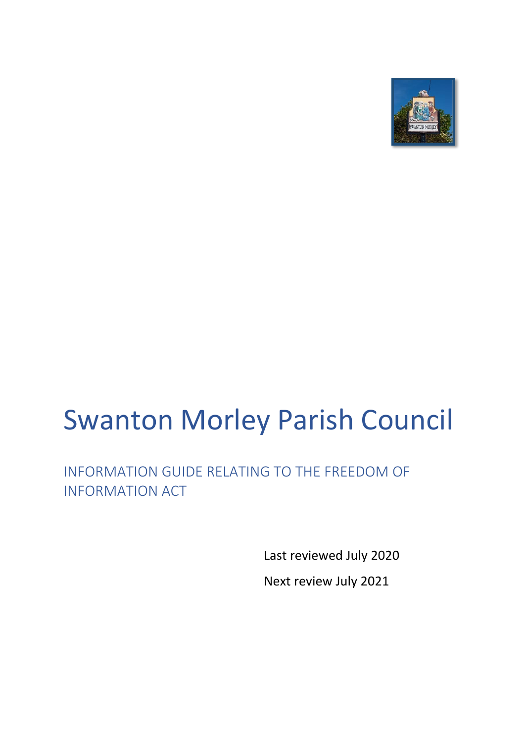# Swanton Morley Parish Council

## INFORMATION GUIDE RELATING TO THE FREEDOM OF INFORMATION ACT

Last reviewed July 2020

Next review July 2021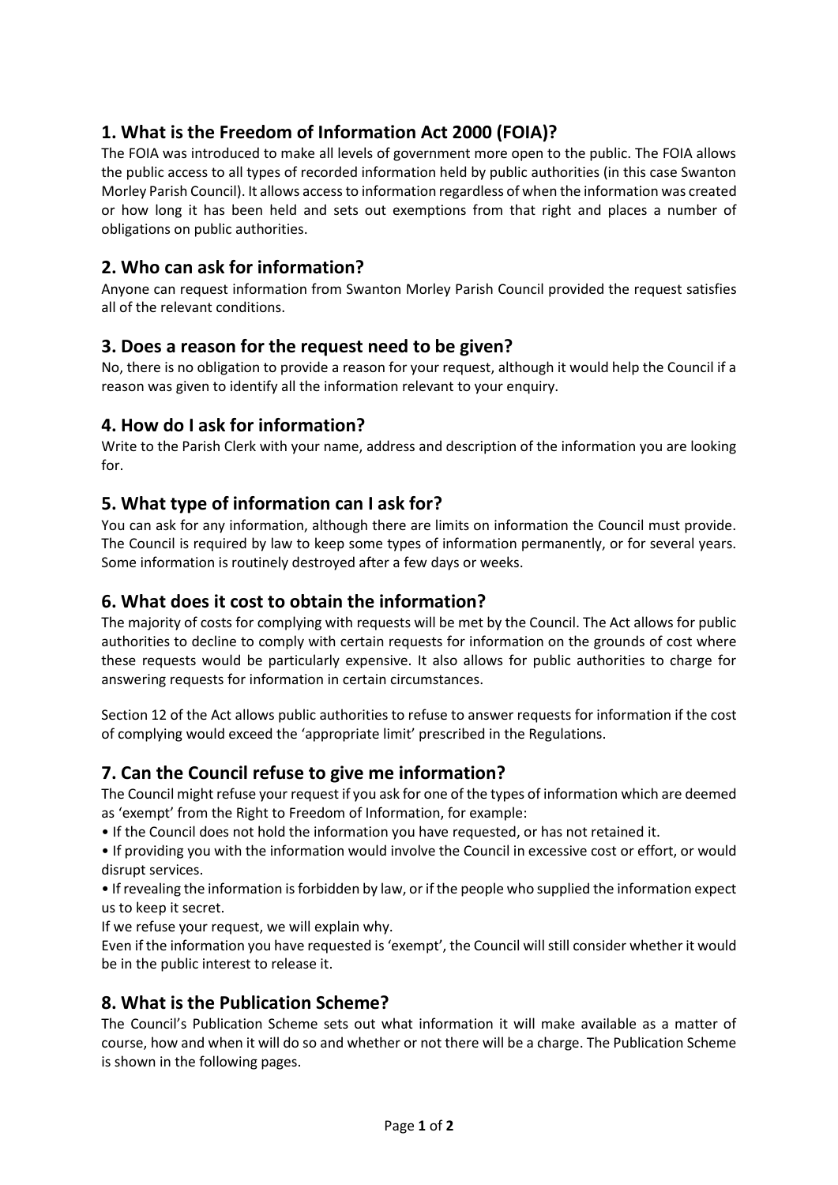## 1. What is the Freedom of Information Act 2000 (FOIA)?

The FOIA was introduced to make all levels of government more open to the public. The FOIA allows the public access to all types of recorded information held by public authorities (in this case Swanton Morley Parish Council). It allows access to information regardless of when the information was created or how long it has been held and sets out exemptions from that right and places a number of obligations on public authorities.

## 2. Who can ask for information?

Anyone can request information from Swanton Morley Parish Council provided the request satisfies all of the relevant conditions.

## 3. Does a reason for the request need to be given?

No, there is no obligation to provide a reason for your request, although it would help the Council if a reason was given to identify all the information relevant to your enquiry.

## 4. How do I ask for information?

Write to the Parish Clerk with your name, address and description of the information you are looking for.

## 5. What type of information can I ask for?

You can ask for any information, although there are limits on information the Council must provide. The Council is required by law to keep some types of information permanently, or for several years. Some information is routinely destroyed after a few days or weeks.

## 6. What does it cost to obtain the information?

The majority of costs for complying with requests will be met by the Council. The Act allows for public authorities to decline to comply with certain requests for information on the grounds of cost where these requests would be particularly expensive. It also allows for public authorities to charge for answering requests for information in certain circumstances.

Section 12 of the Act allows public authorities to refuse to answer requests for information if the cost of complying would exceed the 'appropriate limit' prescribed in the Regulations.

## 7. Can the Council refuse to give me information?

The Council might refuse your request if you ask for one of the types of information which are deemed as 'exempt' from the Right to Freedom of Information, for example:

- If the Council does not hold the information you have requested, or has not retained it.
- If providing you with the information would involve the Council in excessive cost or effort, or would disrupt services.
- If revealing the information is forbidden by law, or if the people who supplied the information expect us to keep it secret.

If we refuse your request, we will explain why.

Even if the information you have requested is 'exempt', the Council will still consider whether it would be in the public interest to release it.

## 8. What is the Publication Scheme?

The Council's Publication Scheme sets out what information it will make available as a matter of course, how and when it will do so and whether or not there will be a charge. The Publication Scheme is shown in the following pages.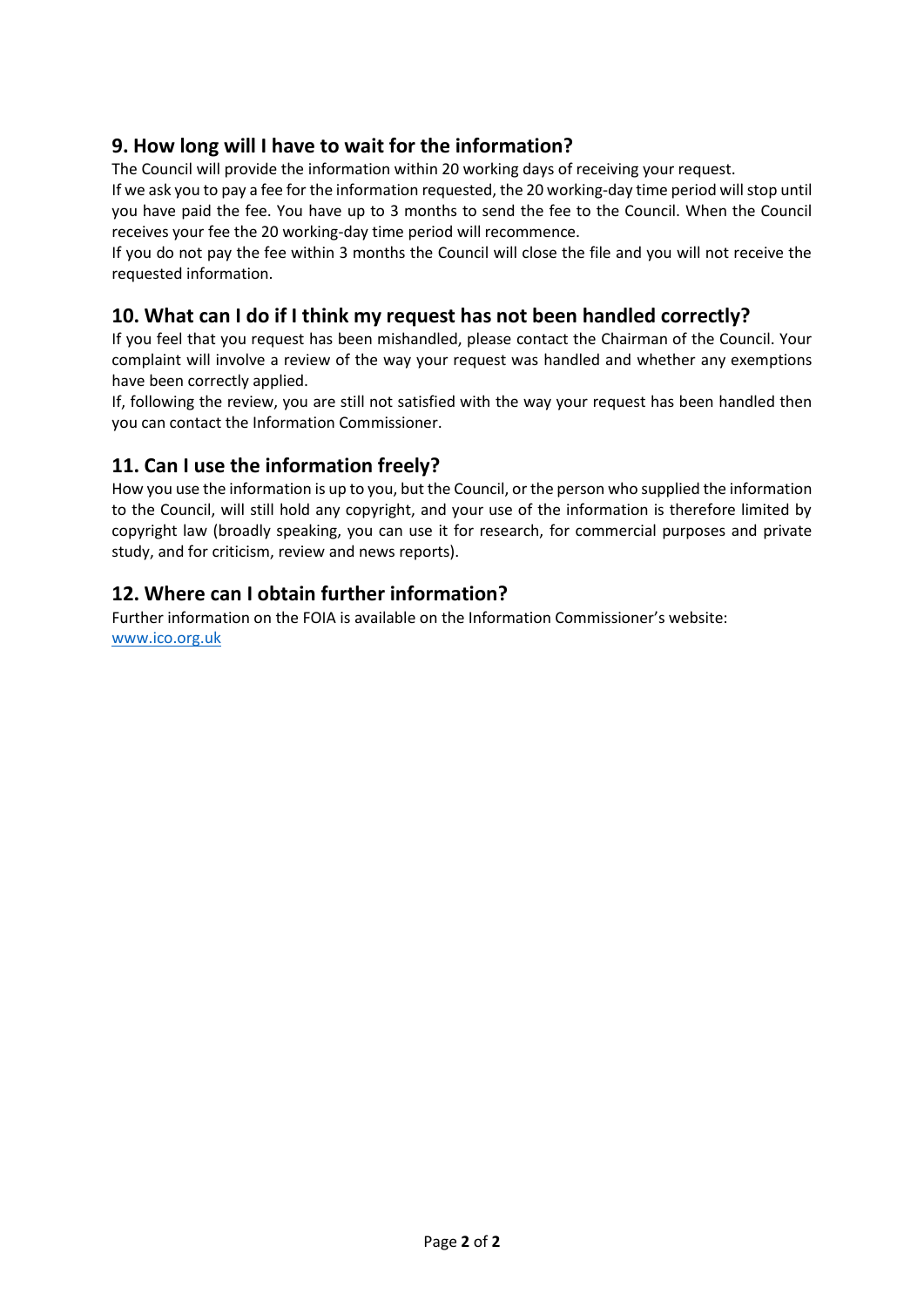## 9. How long will I have to wait for the information?

The Council will provide the information within 20 working days of receiving your request.

If we ask you to pay a fee for the information requested, the 20 working-day time period will stop until you have paid the fee. You have up to 3 months to send the fee to the Council. When the Council receives your fee the 20 working-day time period will recommence.

If you do not pay the fee within 3 months the Council will close the file and you will not receive the requested information.

## 10. What can I do if I think my request has not been handled correctly?

If you feel that you request has been mishandled, please contact the Chairman of the Council. Your complaint will involve a review of the way your request was handled and whether any exemptions have been correctly applied.

If, following the review, you are still not satisfied with the way your request has been handled then you can contact the Information Commissioner.

## 11. Can I use the information freely?

How you use the information is up to you, but the Council, or the person who supplied the information to the Council, will still hold any copyright, and your use of the information is therefore limited by copyright law (broadly speaking, you can use it for research, for commercial purposes and private study, and for criticism, review and news reports).

## 12. Where can I obtain further information?

Further information on the FOIA is available on the Information Commissioner's website:
[www.ico.org.uk](http://www.ico.org.uk)